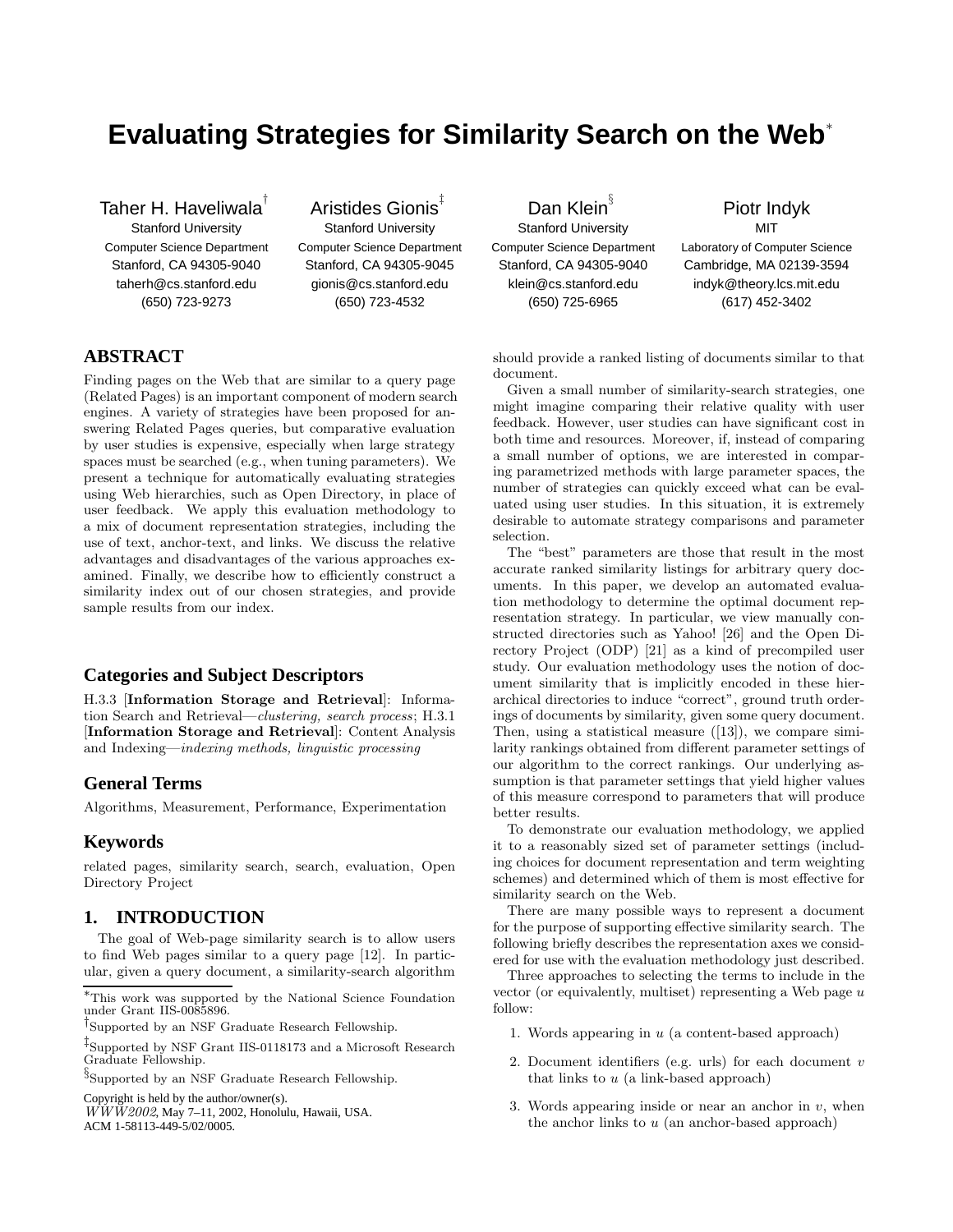# Evaluating Strategies for Similarity Search on the Web*

Taher H. Haveliwala[†]
Stanford University
Computer Science Department
Stanford, CA 94305-9040
taherh@cs.stanford.edu
(650) 723-9273

Aristides Gionis[‡]
Stanford University
Computer Science Department
Stanford, CA 94305-9045
gionis@cs.stanford.edu
(650) 723-4532

Dan Klein[§]
Stanford University
Computer Science Department
Stanford, CA 94305-9040
klein@cs.stanford.edu
(650) 725-6965

Piotr Indyk
MIT
Laboratory of Computer Science
Cambridge, MA 02139-3594
indyk@theory.lcs.mit.edu
(617) 452-3402

## ABSTRACT

Finding pages on the Web that are similar to a query page (Related Pages) is an important component of modern search engines. A variety of strategies have been proposed for answering Related Pages queries, but comparative evaluation by user studies is expensive, especially when large strategy spaces must be searched (e.g., when tuning parameters). We present a technique for automatically evaluating strategies using Web hierarchies, such as Open Directory, in place of user feedback. We apply this evaluation methodology to a mix of document representation strategies, including the use of text, anchor-text, and links. We discuss the relative advantages and disadvantages of the various approaches examined. Finally, we describe how to efficiently construct a similarity index out of our chosen strategies, and provide sample results from our index.

### Categories and Subject Descriptors

H.3.3 [**Information Storage and Retrieval**]: Information Search and Retrieval—*clustering, search process*; H.3.1 [**Information Storage and Retrieval**]: Content Analysis and Indexing—*indexing methods, linguistic processing*

### General Terms

Algorithms, Measurement, Performance, Experimentation

### Keywords

related pages, similarity search, search, evaluation, Open Directory Project

## 1. INTRODUCTION

The goal of Web-page similarity search is to allow users to find Web pages similar to a query page [12]. In particular, given a query document, a similarity-search algorithm should provide a ranked listing of documents similar to that document.

Given a small number of similarity-search strategies, one might imagine comparing their relative quality with user feedback. However, user studies can have significant cost in both time and resources. Moreover, if, instead of comparing a small number of options, we are interested in comparing parametrized methods with large parameter spaces, the number of strategies can quickly exceed what can be evaluated using user studies. In this situation, it is extremely desirable to automate strategy comparisons and parameter selection.

The "best" parameters are those that result in the most accurate ranked similarity listings for arbitrary query documents. In this paper, we develop an automated evaluation methodology to determine the optimal document representation strategy. In particular, we view manually constructed directories such as Yahoo! [26] and the Open Directory Project (ODP) [21] as a kind of precompiled user study. Our evaluation methodology uses the notion of document similarity that is implicitly encoded in these hierarchical directories to induce "correct", ground truth orderings of documents by similarity, given some query document. Then, using a statistical measure ([13]), we compare similarity rankings obtained from different parameter settings of our algorithm to the correct rankings. Our underlying assumption is that parameter settings that yield higher values of this measure correspond to parameters that will produce better results.

To demonstrate our evaluation methodology, we applied it to a reasonably sized set of parameter settings (including choices for document representation and term weighting schemes) and determined which of them is most effective for similarity search on the Web.

There are many possible ways to represent a document for the purpose of supporting effective similarity search. The following briefly describes the representation axes we considered for use with the evaluation methodology just described.

Three approaches to selecting the terms to include in the vector (or equivalently, multiset) representing a Web page $u$ follow:

1. Words appearing in $u$ (a content-based approach)
2. Document identifiers (e.g. urls) for each document $v$ that links to $u$ (a link-based approach)
3. Words appearing inside or near an anchor in $v$, when the anchor links to $u$ (an anchor-based approach)

---

*This work was supported by the National Science Foundation under Grant IIS-0085896.

[†]Supported by an NSF Graduate Research Fellowship.

[‡]Supported by NSF Grant IIS-0118173 and a Microsoft Research Graduate Fellowship.

[§]Supported by an NSF Graduate Research Fellowship.

Copyright is held by the author/owner(s).
*WWW2002*, May 7–11, 2002, Honolulu, Hawaii, USA.
ACM 1-58113-449-5/02/0005.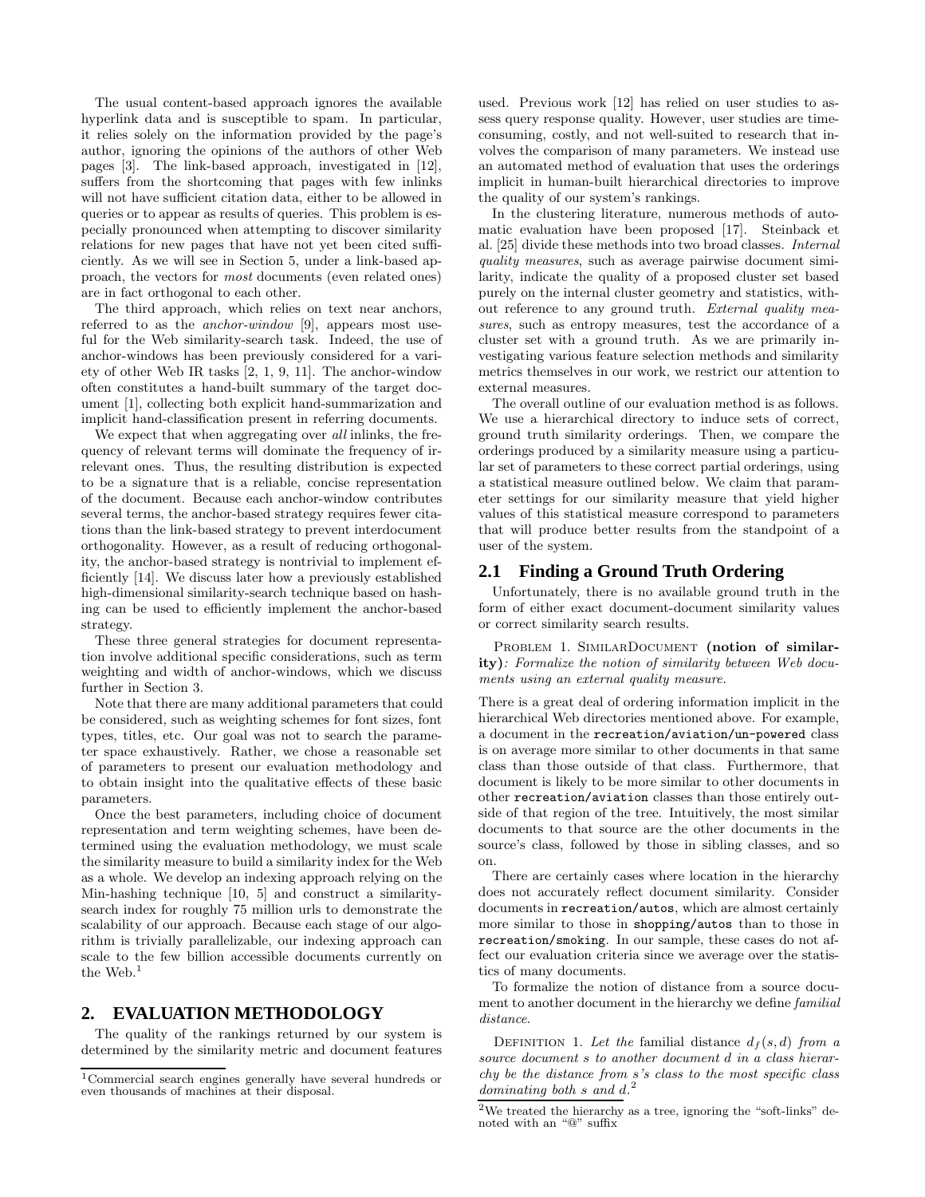The usual content-based approach ignores the available hyperlink data and is susceptible to spam. In particular, it relies solely on the information provided by the page's author, ignoring the opinions of the authors of other Web pages [3]. The link-based approach, investigated in [12], suffers from the shortcoming that pages with few inlinks will not have sufficient citation data, either to be allowed in queries or to appear as results of queries. This problem is especially pronounced when attempting to discover similarity relations for new pages that have not yet been cited sufficiently. As we will see in Section 5, under a link-based approach, the vectors for *most* documents (even related ones) are in fact orthogonal to each other.

The third approach, which relies on text near anchors, referred to as the *anchor-window* [9], appears most useful for the Web similarity-search task. Indeed, the use of anchor-windows has been previously considered for a variety of other Web IR tasks [2, 1, 9, 11]. The anchor-window often constitutes a hand-built summary of the target document [1], collecting both explicit hand-summarization and implicit hand-classification present in referring documents.

We expect that when aggregating over *all* inlinks, the frequency of relevant terms will dominate the frequency of irrelevant ones. Thus, the resulting distribution is expected to be a signature that is a reliable, concise representation of the document. Because each anchor-window contributes several terms, the anchor-based strategy requires fewer citations than the link-based strategy to prevent interdocument orthogonality. However, as a result of reducing orthogonality, the anchor-based strategy is nontrivial to implement efficiently [14]. We discuss later how a previously established high-dimensional similarity-search technique based on hashing can be used to efficiently implement the anchor-based strategy.

These three general strategies for document representation involve additional specific considerations, such as term weighting and width of anchor-windows, which we discuss further in Section 3.

Note that there are many additional parameters that could be considered, such as weighting schemes for font sizes, font types, titles, etc. Our goal was not to search the parameter space exhaustively. Rather, we chose a reasonable set of parameters to present our evaluation methodology and to obtain insight into the qualitative effects of these basic parameters.

Once the best parameters, including choice of document representation and term weighting schemes, have been determined using the evaluation methodology, we must scale the similarity measure to build a similarity index for the Web as a whole. We develop an indexing approach relying on the Min-hashing technique [10, 5] and construct a similarity-search index for roughly 75 million urls to demonstrate the scalability of our approach. Because each stage of our algorithm is trivially parallelizable, our indexing approach can scale to the few billion accessible documents currently on the Web.[1]

## 2. EVALUATION METHODOLOGY

The quality of the rankings returned by our system is determined by the similarity metric and document features used. Previous work [12] has relied on user studies to assess query response quality. However, user studies are time-consuming, costly, and not well-suited to research that involves the comparison of many parameters. We instead use an automated method of evaluation that uses the orderings implicit in human-built hierarchical directories to improve the quality of our system's rankings.

In the clustering literature, numerous methods of automatic evaluation have been proposed [17]. Steinback et al. [25] divide these methods into two broad classes. *Internal quality measures*, such as average pairwise document similarity, indicate the quality of a proposed cluster set based purely on the internal cluster geometry and statistics, without reference to any ground truth. *External quality measures*, such as entropy measures, test the accordance of a cluster set with a ground truth. As we are primarily investigating various feature selection methods and similarity metrics themselves in our work, we restrict our attention to external measures.

The overall outline of our evaluation method is as follows. We use a hierarchical directory to induce sets of correct, ground truth similarity orderings. Then, we compare the orderings produced by a similarity measure using a particular set of parameters to these correct partial orderings, using a statistical measure outlined below. We claim that parameter settings for our similarity measure that yield higher values of this statistical measure correspond to parameters that will produce better results from the standpoint of a user of the system.

### 2.1 Finding a Ground Truth Ordering

Unfortunately, there is no available ground truth in the form of either exact document-document similarity values or correct similarity search results.

PROBLEM 1. SIMILARDOCUMENT **(notion of similarity)**: *Formalize the notion of similarity between Web documents using an external quality measure.*

There is a great deal of ordering information implicit in the hierarchical Web directories mentioned above. For example, a document in the `recreation/aviation/un-powered` class is on average more similar to other documents in that same class than those outside of that class. Furthermore, that document is likely to be more similar to other documents in other `recreation/aviation` classes than those entirely outside of that region of the tree. Intuitively, the most similar documents to that source are the other documents in the source's class, followed by those in sibling classes, and so on.

There are certainly cases where location in the hierarchy does not accurately reflect document similarity. Consider documents in `recreation/autos`, which are almost certainly more similar to those in `shopping/autos` than to those in `recreation/smoking`. In our sample, these cases do not affect our evaluation criteria since we average over the statistics of many documents.

To formalize the notion of distance from a source document to another document in the hierarchy we define *familial distance*.

DEFINITION 1. *Let the* familial distance $d_f(s, d)$ *from a source document* $s$ *to another document* $d$ *in a class hierarchy be the distance from* $s$*'s class to the most specific class dominating both* $s$ *and* $d$*.*[2]

---

[1] Commercial search engines generally have several hundreds or even thousands of machines at their disposal.

[2] We treated the hierarchy as a tree, ignoring the "soft-links" denoted with an "@" suffix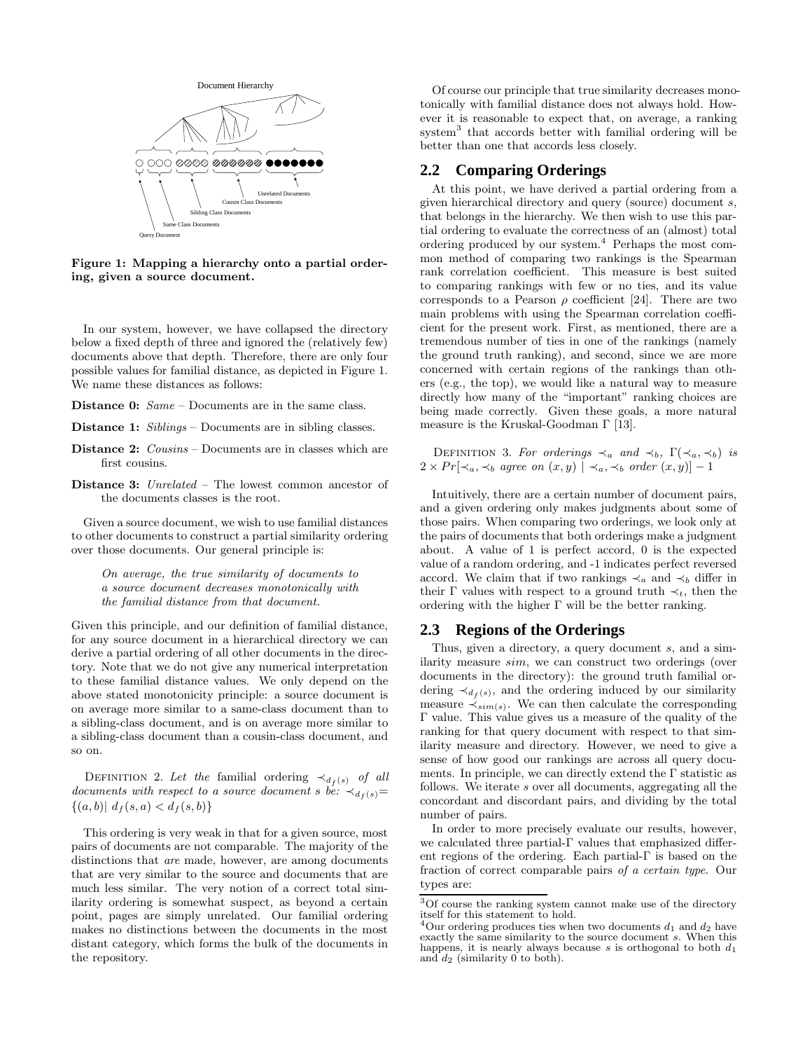Figure 1: Mapping a hierarchy onto a partial ordering, given a source document.

In our system, however, we have collapsed the directory below a fixed depth of three and ignored the (relatively few) documents above that depth. Therefore, there are only four possible values for familial distance, as depicted in Figure 1. We name these distances as follows:

**Distance 0:** *Same* – Documents are in the same class.

**Distance 1:** *Siblings* – Documents are in sibling classes.

**Distance 2:** *Cousins* – Documents are in classes which are first cousins.

**Distance 3:** *Unrelated* – The lowest common ancestor of the documents classes is the root.

Given a source document, we wish to use familial distances to other documents to construct a partial similarity ordering over those documents. Our general principle is:

> *On average, the true similarity of documents to a source document decreases monotonically with the familial distance from that document.*

Given this principle, and our definition of familial distance, for any source document in a hierarchical directory we can derive a partial ordering of all other documents in the directory. Note that we do not give any numerical interpretation to these familial distance values. We only depend on the above stated monotonicity principle: a source document is on average more similar to a same-class document than to a sibling-class document, and is on average more similar to a sibling-class document than a cousin-class document, and so on.

Definition 2. *Let the* familial ordering $\prec_{d_f(s)}$ *of all documents with respect to a source document s be:* $\prec_{d_f(s)} = \{(a, b) |\ d_f(s, a) < d_f(s, b)\}$

This ordering is very weak in that for a given source, most pairs of documents are not comparable. The majority of the distinctions that *are* made, however, are among documents that are very similar to the source and documents that are much less similar. The very notion of a correct total similarity ordering is somewhat suspect, as beyond a certain point, pages are simply unrelated. Our familial ordering makes no distinctions between the documents in the most distant category, which forms the bulk of the documents in the repository.

Of course our principle that true similarity decreases monotonically with familial distance does not always hold. However it is reasonable to expect that, on average, a ranking system[3] that accords better with familial ordering will be better than one that accords less closely.

## 2.2 Comparing Orderings

At this point, we have derived a partial ordering from a given hierarchical directory and query (source) document $s$, that belongs in the hierarchy. We then wish to use this partial ordering to evaluate the correctness of an (almost) total ordering produced by our system.[4] Perhaps the most common method of comparing two rankings is the Spearman rank correlation coefficient. This measure is best suited to comparing rankings with few or no ties, and its value corresponds to a Pearson $\rho$ coefficient [24]. There are two main problems with using the Spearman correlation coefficient for the present work. First, as mentioned, there are a tremendous number of ties in one of the rankings (namely the ground truth ranking), and second, since we are more concerned with certain regions of the rankings than others (e.g., the top), we would like a natural way to measure directly how many of the "important" ranking choices are being made correctly. Given these goals, a more natural measure is the Kruskal-Goodman $\Gamma$ [13].

Definition 3. *For orderings* $\prec_a$ *and* $\prec_b$*,* $\Gamma(\prec_a, \prec_b)$ *is* $2 \times Pr[\prec_a, \prec_b \text{ agree on } (x, y) \mid \prec_a, \prec_b \text{ order } (x, y)] - 1$

Intuitively, there are a certain number of document pairs, and a given ordering only makes judgments about some of those pairs. When comparing two orderings, we look only at the pairs of documents that both orderings make a judgment about. A value of 1 is perfect accord, 0 is the expected value of a random ordering, and -1 indicates perfect reversed accord. We claim that if two rankings $\prec_a$ and $\prec_b$ differ in their $\Gamma$ values with respect to a ground truth $\prec_t$, then the ordering with the higher $\Gamma$ will be the better ranking.

## 2.3 Regions of the Orderings

Thus, given a directory, a query document $s$, and a similarity measure $sim$, we can construct two orderings (over documents in the directory): the ground truth familial ordering $\prec_{d_f(s)}$, and the ordering induced by our similarity measure $\prec_{sim(s)}$. We can then calculate the corresponding $\Gamma$ value. This value gives us a measure of the quality of the ranking for that query document with respect to that similarity measure and directory. However, we need to give a sense of how good our rankings are across all query documents. In principle, we can directly extend the $\Gamma$ statistic as follows. We iterate $s$ over all documents, aggregating all the concordant and discordant pairs, and dividing by the total number of pairs.

In order to more precisely evaluate our results, however, we calculated three partial-$\Gamma$ values that emphasized different regions of the ordering. Each partial-$\Gamma$ is based on the fraction of correct comparable pairs *of a certain type*. Our types are:

---

[3] Of course the ranking system cannot make use of the directory itself for this statement to hold.

[4] Our ordering produces ties when two documents $d_1$ and $d_2$ have exactly the same similarity to the source document $s$. When this happens, it is nearly always because $s$ is orthogonal to both $d_1$ and $d_2$ (similarity 0 to both).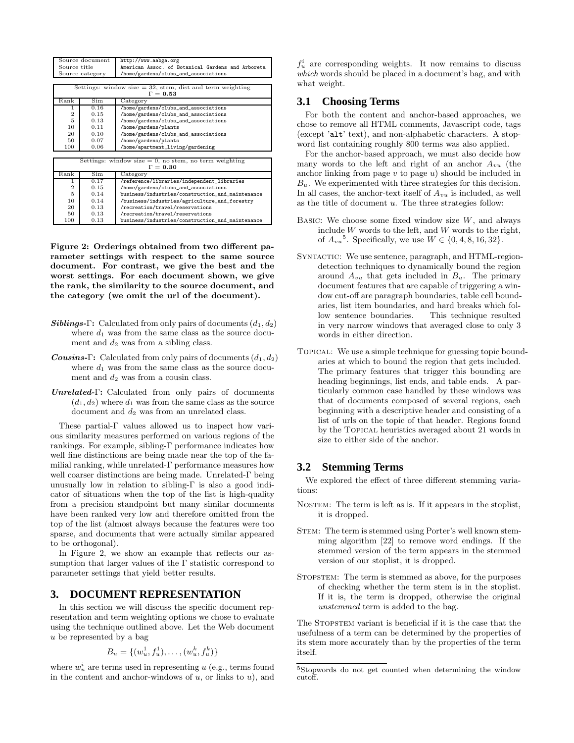| Source document | http://www.aabga.org |
|---|---|
| Source title | American Assoc. of Botanical Gardens and Arboreta |
| Source category | /home/gardens/clubs_and_associations |

| Settings: window size = 32, stem, dist and term weighting $\Gamma = \mathbf{0.53}$ | | |
|---|---|---|
| Rank | Sim | Category |
| 1 | 0.16 | /home/gardens/clubs_and_associations |
| 2 | 0.15 | /home/gardens/clubs_and_associations |
| 5 | 0.13 | /home/gardens/clubs_and_associations |
| 10 | 0.11 | /home/gardens/plants |
| 20 | 0.10 | /home/gardens/clubs_and_associations |
| 50 | 0.07 | /home/gardens/plants |
| 100 | 0.06 | /home/apartment_living/gardening |

| Settings: window size = 0, no stem, no term weighting $\Gamma = \mathbf{0.30}$ | | |
|---|---|---|
| Rank | Sim | Category |
| 1 | 0.17 | /reference/libraries/independent_libraries |
| 2 | 0.15 | /home/gardens/clubs_and_associations |
| 5 | 0.14 | business/industries/construction_and_maintenance |
| 10 | 0.14 | /business/industries/agriculture_and_forestry |
| 20 | 0.13 | /recreation/travel/reservations |
| 50 | 0.13 | /recreation/travel/reservations |
| 100 | 0.13 | business/industries/construction_and_maintenance |

**Figure 2: Orderings obtained from two different parameter settings with respect to the same source document. For contrast, we give the best and the worst settings. For each document shown, we give the rank, the similarity to the source document, and the category (we omit the url of the document).**

- ***Siblings*-$\Gamma$:** Calculated from only pairs of documents $(d_1, d_2)$ where $d_1$ was from the same class as the source document and $d_2$ was from a sibling class.
- ***Cousins*-$\Gamma$:** Calculated from only pairs of documents $(d_1, d_2)$ where $d_1$ was from the same class as the source document and $d_2$ was from a cousin class.
- ***Unrelated*-$\Gamma$:** Calculated from only pairs of documents $(d_1, d_2)$ where $d_1$ was from the same class as the source document and $d_2$ was from an unrelated class.

These partial-$\Gamma$ values allowed us to inspect how various similarity measures performed on various regions of the rankings. For example, sibling-$\Gamma$ performance indicates how well fine distinctions are being made near the top of the familial ranking, while unrelated-$\Gamma$ performance measures how well coarser distinctions are being made. Unrelated-$\Gamma$ being unusually low in relation to sibling-$\Gamma$ is also a good indicator of situations when the top of the list is high-quality from a precision standpoint but many similar documents have been ranked very low and therefore omitted from the top of the list (almost always because the features were too sparse, and documents that were actually similar appeared to be orthogonal).

In Figure 2, we show an example that reflects our assumption that larger values of the $\Gamma$ statistic correspond to parameter settings that yield better results.

## 3. DOCUMENT REPRESENTATION

In this section we will discuss the specific document representation and term weighting options we chose to evaluate using the technique outlined above. Let the Web document $u$ be represented by a bag

$$B_u = \{(w_u^1, f_u^1), \ldots, (w_u^k, f_u^k)\}$$

where $w_u^i$ are terms used in representing $u$ (e.g., terms found in the content and anchor-windows of $u$, or links to $u$), and $f_u^i$ are corresponding weights. It now remains to discuss *which* words should be placed in a document's bag, and with what weight.

### 3.1 Choosing Terms

For both the content and anchor-based approaches, we chose to remove all HTML comments, Javascript code, tags (except 'alt' text), and non-alphabetic characters. A stopword list containing roughly 800 terms was also applied.

For the anchor-based approach, we must also decide how many words to the left and right of an anchor $A_{vu}$ (the anchor linking from page $v$ to page $u$) should be included in $B_u$. We experimented with three strategies for this decision. In all cases, the anchor-text itself of $A_{vu}$ is included, as well as the title of document $u$. The three strategies follow:

- BASIC: We choose some fixed window size $W$, and always include $W$ words to the left, and $W$ words to the right, of $A_{vu}$[5]. Specifically, we use $W \in \{0, 4, 8, 16, 32\}$.
- SYNTACTIC: We use sentence, paragraph, and HTML-region-detection techniques to dynamically bound the region around $A_{vu}$ that gets included in $B_u$. The primary document features that are capable of triggering a window cut-off are paragraph boundaries, table cell boundaries, list item boundaries, and hard breaks which follow sentence boundaries. This technique resulted in very narrow windows that averaged close to only 3 words in either direction.
- TOPICAL: We use a simple technique for guessing topic boundaries at which to bound the region that gets included. The primary features that trigger this bounding are heading beginnings, list ends, and table ends. A particularly common case handled by these windows was that of documents composed of several regions, each beginning with a descriptive header and consisting of a list of urls on the topic of that header. Regions found by the TOPICAL heuristics averaged about 21 words in size to either side of the anchor.

### 3.2 Stemming Terms

We explored the effect of three different stemming variations:

- NOSTEM: The term is left as is. If it appears in the stoplist, it is dropped.
- STEM: The term is stemmed using Porter's well known stemming algorithm [22] to remove word endings. If the stemmed version of the term appears in the stemmed version of our stoplist, it is dropped.
- STOPSTEM: The term is stemmed as above, for the purposes of checking whether the term stem is in the stoplist. If it is, the term is dropped, otherwise the original *unstemmed* term is added to the bag.

The STOPSTEM variant is beneficial if it is the case that the usefulness of a term can be determined by the properties of its stem more accurately than by the properties of the term itself.

[5] Stopwords do not get counted when determining the window cutoff.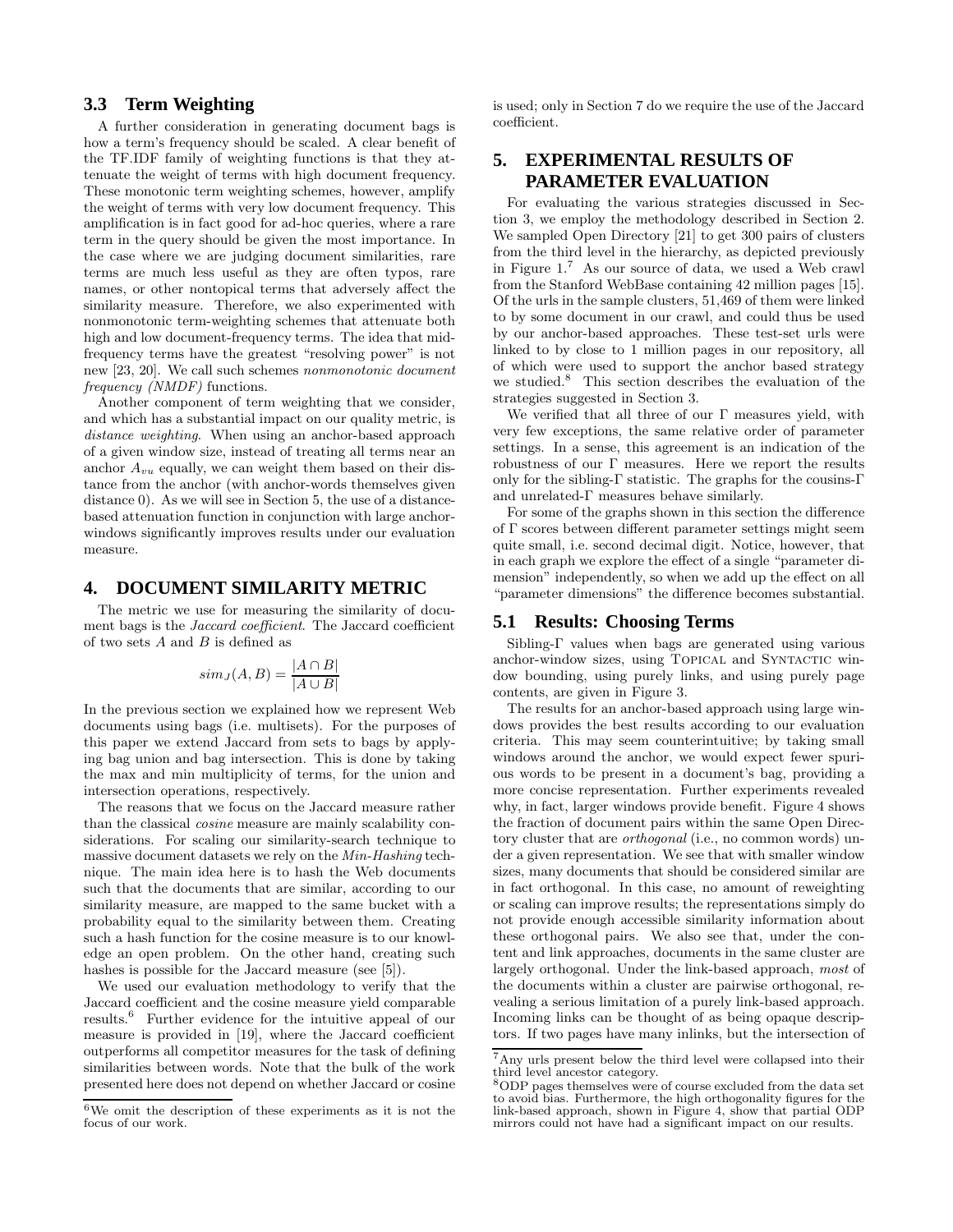### 3.3 Term Weighting

A further consideration in generating document bags is how a term's frequency should be scaled. A clear benefit of the TF.IDF family of weighting functions is that they attenuate the weight of terms with high document frequency. These monotonic term weighting schemes, however, amplify the weight of terms with very low document frequency. This amplification is in fact good for ad-hoc queries, where a rare term in the query should be given the most importance. In the case where we are judging document similarities, rare terms are much less useful as they are often typos, rare names, or other nontopical terms that adversely affect the similarity measure. Therefore, we also experimented with nonmonotonic term-weighting schemes that attenuate both high and low document-frequency terms. The idea that mid-frequency terms have the greatest "resolving power" is not new [23, 20]. We call such schemes *nonmonotonic document frequency (NMDF)* functions.

Another component of term weighting that we consider, and which has a substantial impact on our quality metric, is *distance weighting*. When using an anchor-based approach of a given window size, instead of treating all terms near an anchor $A_{vu}$ equally, we can weight them based on their distance from the anchor (with anchor-words themselves given distance 0). As we will see in Section 5, the use of a distance-based attenuation function in conjunction with large anchor-windows significantly improves results under our evaluation measure.

## 4. DOCUMENT SIMILARITY METRIC

The metric we use for measuring the similarity of document bags is the *Jaccard coefficient*. The Jaccard coefficient of two sets $A$ and $B$ is defined as

$$sim_J(A, B) = \frac{|A \cap B|}{|A \cup B|}$$

In the previous section we explained how we represent Web documents using bags (i.e. multisets). For the purposes of this paper we extend Jaccard from sets to bags by applying bag union and bag intersection. This is done by taking the max and min multiplicity of terms, for the union and intersection operations, respectively.

The reasons that we focus on the Jaccard measure rather than the classical *cosine* measure are mainly scalability considerations. For scaling our similarity-search technique to massive document datasets we rely on the *Min-Hashing* technique. The main idea here is to hash the Web documents such that the documents that are similar, according to our similarity measure, are mapped to the same bucket with a probability equal to the similarity between them. Creating such a hash function for the cosine measure is to our knowledge an open problem. On the other hand, creating such hashes is possible for the Jaccard measure (see [5]).

We used our evaluation methodology to verify that the Jaccard coefficient and the cosine measure yield comparable results.[6] Further evidence for the intuitive appeal of our measure is provided in [19], where the Jaccard coefficient outperforms all competitor measures for the task of defining similarities between words. Note that the bulk of the work presented here does not depend on whether Jaccard or cosine is used; only in Section 7 do we require the use of the Jaccard coefficient.

## 5. EXPERIMENTAL RESULTS OF PARAMETER EVALUATION

For evaluating the various strategies discussed in Section 3, we employ the methodology described in Section 2. We sampled Open Directory [21] to get 300 pairs of clusters from the third level in the hierarchy, as depicted previously in Figure 1.[7] As our source of data, we used a Web crawl from the Stanford WebBase containing 42 million pages [15]. Of the urls in the sample clusters, 51,469 of them were linked to by some document in our crawl, and could thus be used by our anchor-based approaches. These test-set urls were linked to by close to 1 million pages in our repository, all of which were used to support the anchor based strategy we studied.[8] This section describes the evaluation of the strategies suggested in Section 3.

We verified that all three of our $\Gamma$ measures yield, with very few exceptions, the same relative order of parameter settings. In a sense, this agreement is an indication of the robustness of our $\Gamma$ measures. Here we report the results only for the sibling-$\Gamma$ statistic. The graphs for the cousins-$\Gamma$ and unrelated-$\Gamma$ measures behave similarly.

For some of the graphs shown in this section the difference of $\Gamma$ scores between different parameter settings might seem quite small, i.e. second decimal digit. Notice, however, that in each graph we explore the effect of a single "parameter dimension" independently, so when we add up the effect on all "parameter dimensions" the difference becomes substantial.

### 5.1 Results: Choosing Terms

Sibling-$\Gamma$ values when bags are generated using various anchor-window sizes, using TOPICAL and SYNTACTIC window bounding, using purely links, and using purely page contents, are given in Figure 3.

The results for an anchor-based approach using large windows provides the best results according to our evaluation criteria. This may seem counterintuitive; by taking small windows around the anchor, we would expect fewer spurious words to be present in a document's bag, providing a more concise representation. Further experiments revealed why, in fact, larger windows provide benefit. Figure 4 shows the fraction of document pairs within the same Open Directory cluster that are *orthogonal* (i.e., no common words) under a given representation. We see that with smaller window sizes, many documents that should be considered similar are in fact orthogonal. In this case, no amount of reweighting or scaling can improve results; the representations simply do not provide enough accessible similarity information about these orthogonal pairs. We also see that, under the content and link approaches, documents in the same cluster are largely orthogonal. Under the link-based approach, *most* of the documents within a cluster are pairwise orthogonal, revealing a serious limitation of a purely link-based approach. Incoming links can be thought of as being opaque descriptors. If two pages have many inlinks, but the intersection of

[6] We omit the description of these experiments as it is not the focus of our work.

[7] Any urls present below the third level were collapsed into their third level ancestor category.

[8] ODP pages themselves were of course excluded from the data set to avoid bias. Furthermore, the high orthogonality figures for the link-based approach, shown in Figure 4, show that partial ODP mirrors could not have had a significant impact on our results.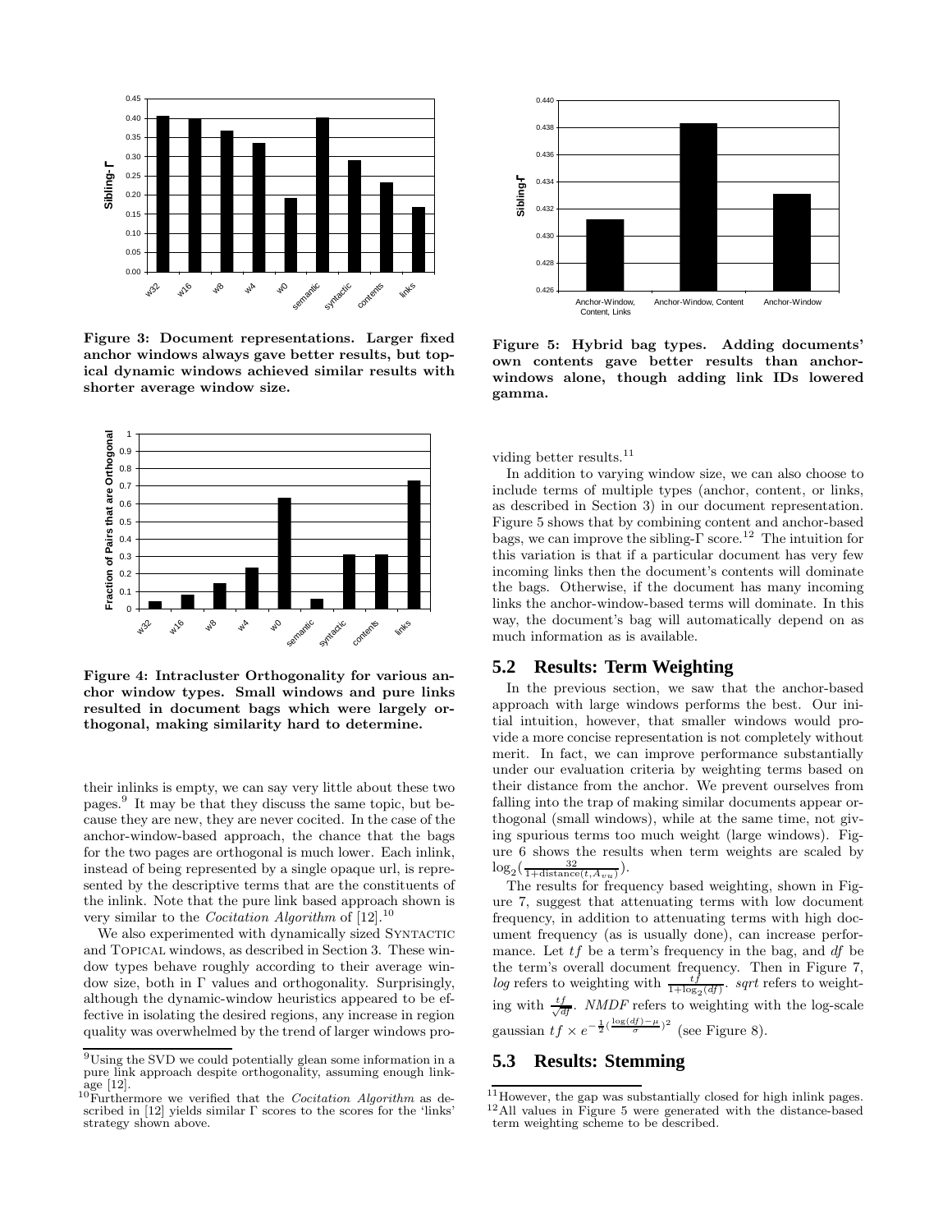Figure 3: Document representations. Larger fixed anchor windows always gave better results, but topical dynamic windows achieved similar results with shorter average window size.

Figure 4: Intracluster Orthogonality for various anchor window types. Small windows and pure links resulted in document bags which were largely orthogonal, making similarity hard to determine.

their inlinks is empty, we can say very little about these two pages.[9] It may be that they discuss the same topic, but because they are new, they are never cocited. In the case of the anchor-window-based approach, the chance that the bags for the two pages are orthogonal is much lower. Each inlink, instead of being represented by a single opaque url, is represented by the descriptive terms that are the constituents of the inlink. Note that the pure link based approach shown is very similar to the *Cocitation Algorithm* of [12].[10]

We also experimented with dynamically sized SYNTACTIC and TOPICAL windows, as described in Section 3. These window types behave roughly according to their average window size, both in Γ values and orthogonality. Surprisingly, although the dynamic-window heuristics appeared to be effective in isolating the desired regions, any increase in region quality was overwhelmed by the trend of larger windows providing better results.[11]

In addition to varying window size, we can also choose to include terms of multiple types (anchor, content, or links, as described in Section 3) in our document representation. Figure 5 shows that by combining content and anchor-based bags, we can improve the sibling-Γ score.[12] The intuition for this variation is that if a particular document has very few incoming links then the document's contents will dominate the bags. Otherwise, if the document has many incoming links the anchor-window-based terms will dominate. In this way, the document's bag will automatically depend on as much information as is available.

Figure 5: Hybrid bag types. Adding documents' own contents gave better results than anchor-windows alone, though adding link IDs lowered gamma.

## 5.2 Results: Term Weighting

In the previous section, we saw that the anchor-based approach with large windows performs the best. Our initial intuition, however, that smaller windows would provide a more concise representation is not completely without merit. In fact, we can improve performance substantially under our evaluation criteria by weighting terms based on their distance from the anchor. We prevent ourselves from falling into the trap of making similar documents appear orthogonal (small windows), while at the same time, not giving spurious terms too much weight (large windows). Figure 6 shows the results when term weights are scaled by $\log_2(\frac{32}{1+\text{distance}(t,A_{vu})})$.

The results for frequency based weighting, shown in Figure 7, suggest that attenuating terms with low document frequency, in addition to attenuating terms with high document frequency (as is usually done), can increase performance. Let $tf$ be a term's frequency in the bag, and $df$ be the term's overall document frequency. Then in Figure 7, *log* refers to weighting with $\frac{tf}{1+\log_2(df)}$. *sqrt* refers to weighting with $\frac{tf}{\sqrt{df}}$. *NMDF* refers to weighting with the log-scale gaussian $tf \times e^{-\frac{1}{2}(\frac{\log(df)-\mu}{\sigma})^2}$ (see Figure 8).

## 5.3 Results: Stemming

[9] Using the SVD we could potentially glean some information in a pure link approach despite orthogonality, assuming enough linkage [12].

[10] Furthermore we verified that the *Cocitation Algorithm* as described in [12] yields similar Γ scores to the scores for the 'links' strategy shown above.

[11] However, the gap was substantially closed for high inlink pages.

[12] All values in Figure 5 were generated with the distance-based term weighting scheme to be described.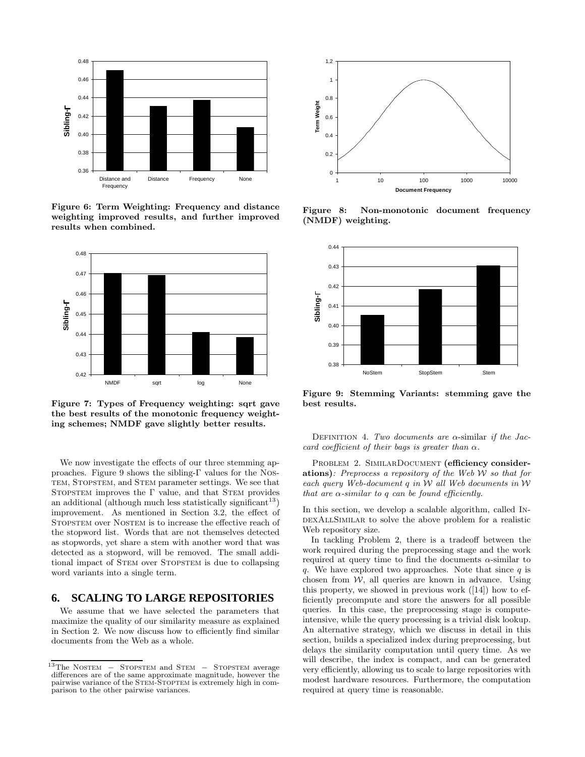Figure 6: Term Weighting: Frequency and distance weighting improved results, and further improved results when combined.

Figure 7: Types of Frequency weighting: sqrt gave the best results of the monotonic frequency weighting schemes; NMDF gave slightly better results.

Figure 8: Non-monotonic document frequency (NMDF) weighting.

Figure 9: Stemming Variants: stemming gave the best results.

We now investigate the effects of our three stemming approaches. Figure 9 shows the sibling-Γ values for the NOSTEM, STOPSTEM, and STEM parameter settings. We see that STOPSTEM improves the Γ value, and that STEM provides an additional (although much less statistically significant[13]) improvement. As mentioned in Section 3.2, the effect of STOPSTEM over NOSTEM is to increase the effective reach of the stopword list. Words that are not themselves detected as stopwords, yet share a stem with another word that was detected as a stopword, will be removed. The small additional impact of STEM over STOPSTEM is due to collapsing word variants into a single term.

## 6. SCALING TO LARGE REPOSITORIES

We assume that we have selected the parameters that maximize the quality of our similarity measure as explained in Section 2. We now discuss how to efficiently find similar documents from the Web as a whole.

DEFINITION 4. *Two documents are* $\alpha$-similar *if the Jaccard coefficient of their bags is greater than* $\alpha$.

PROBLEM 2. SIMILARDOCUMENT **(efficiency considerations)***: Preprocess a repository of the Web* $\mathcal{W}$ *so that for each query Web-document* $q$ *in* $\mathcal{W}$ *all Web documents in* $\mathcal{W}$ *that are* $\alpha$*-similar to* $q$ *can be found efficiently.*

In this section, we develop a scalable algorithm, called INDEXALLSIMILAR to solve the above problem for a realistic Web repository size.

In tackling Problem 2, there is a tradeoff between the work required during the preprocessing stage and the work required at query time to find the documents $\alpha$-similar to $q$. We have explored two approaches. Note that since $q$ is chosen from $\mathcal{W}$, all queries are known in advance. Using this property, we showed in previous work ([14]) how to efficiently precompute and store the answers for all possible queries. In this case, the preprocessing stage is compute-intensive, while the query processing is a trivial disk lookup. An alternative strategy, which we discuss in detail in this section, builds a specialized index during preprocessing, but delays the similarity computation until query time. As we will describe, the index is compact, and can be generated very efficiently, allowing us to scale to large repositories with modest hardware resources. Furthermore, the computation required at query time is reasonable.

[13]The NOSTEM − STOPSTEM and STEM − STOPSTEM average differences are of the same approximate magnitude, however the pairwise variance of the STEM-STOPTEM is extremely high in comparison to the other pairwise variances.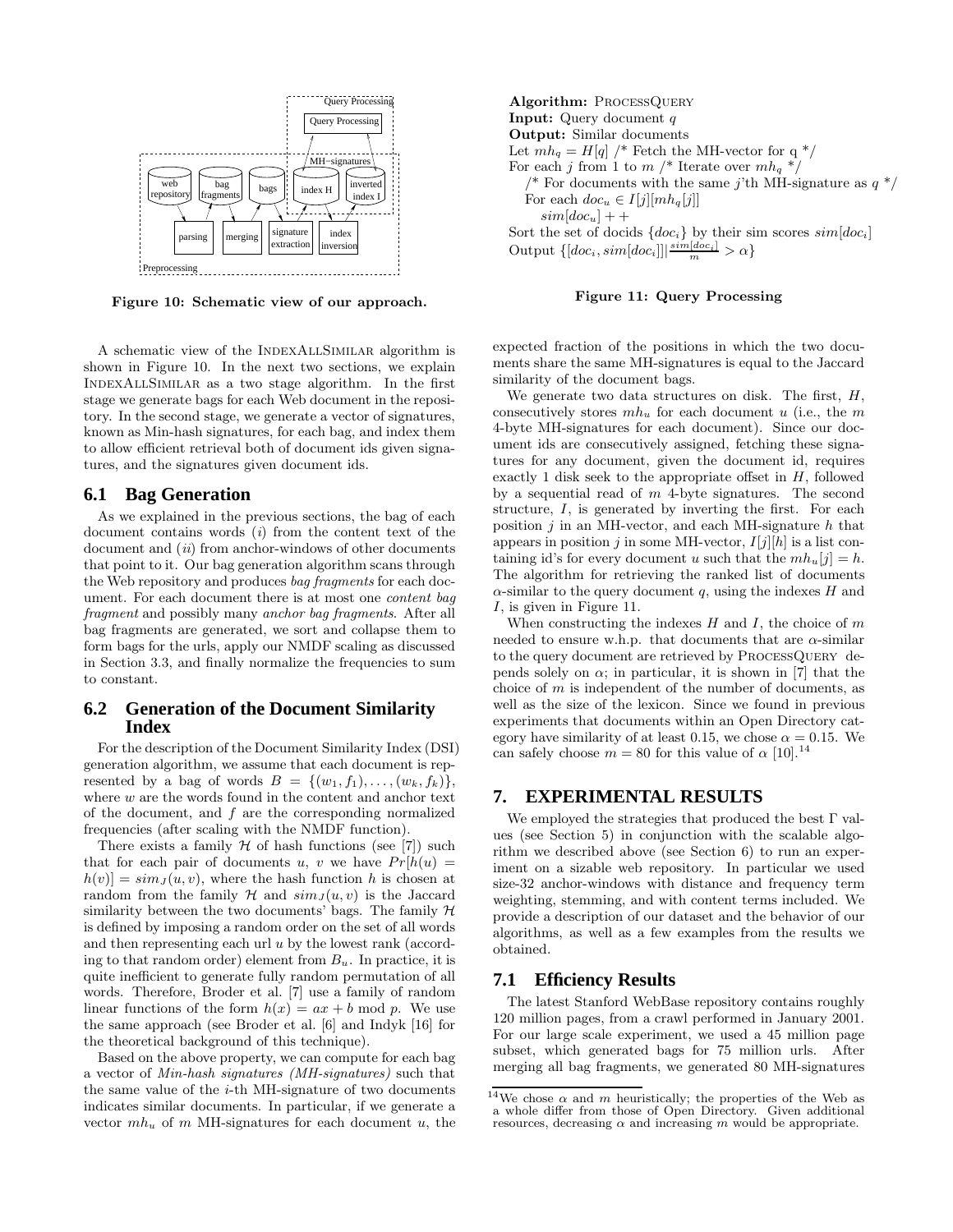Figure 10: Schematic view of our approach.

A schematic view of the IndexAllSimilar algorithm is shown in Figure 10. In the next two sections, we explain IndexAllSimilar as a two stage algorithm. In the first stage we generate bags for each Web document in the repository. In the second stage, we generate a vector of signatures, known as Min-hash signatures, for each bag, and index them to allow efficient retrieval both of document ids given signatures, and the signatures given document ids.

## 6.1 Bag Generation

As we explained in the previous sections, the bag of each document contains words ($i$) from the content text of the document and ($ii$) from anchor-windows of other documents that point to it. Our bag generation algorithm scans through the Web repository and produces *bag fragments* for each document. For each document there is at most one *content bag fragment* and possibly many *anchor bag fragments*. After all bag fragments are generated, we sort and collapse them to form bags for the urls, apply our NMDF scaling as discussed in Section 3.3, and finally normalize the frequencies to sum to constant.

## 6.2 Generation of the Document Similarity Index

For the description of the Document Similarity Index (DSI) generation algorithm, we assume that each document is represented by a bag of words $B = \{(w_1, f_1), \ldots, (w_k, f_k)\}$, where $w$ are the words found in the content and anchor text of the document, and $f$ are the corresponding normalized frequencies (after scaling with the NMDF function).

There exists a family $\mathcal{H}$ of hash functions (see [7]) such that for each pair of documents $u$, $v$ we have $Pr[h(u) = h(v)] = sim_J(u, v)$, where the hash function $h$ is chosen at random from the family $\mathcal{H}$ and $sim_J(u, v)$ is the Jaccard similarity between the two documents' bags. The family $\mathcal{H}$ is defined by imposing a random order on the set of all words and then representing each url $u$ by the lowest rank (according to that random order) element from $B_u$. In practice, it is quite inefficient to generate fully random permutation of all words. Therefore, Broder et al. [7] use a family of random linear functions of the form $h(x) = ax + b \bmod p$. We use the same approach (see Broder et al. [6] and Indyk [16] for the theoretical background of this technique).

Based on the above property, we can compute for each bag a vector of *Min-hash signatures (MH-signatures)* such that the same value of the $i$-th MH-signature of two documents indicates similar documents. In particular, if we generate a vector $mh_u$ of $m$ MH-signatures for each document $u$, the expected fraction of the positions in which the two documents share the same MH-signatures is equal to the Jaccard similarity of the document bags.

We generate two data structures on disk. The first, $H$, consecutively stores $mh_u$ for each document $u$ (i.e., the $m$ 4-byte MH-signatures for each document). Since our document ids are consecutively assigned, fetching these signatures for any document, given the document id, requires exactly 1 disk seek to the appropriate offset in $H$, followed by a sequential read of $m$ 4-byte signatures. The second structure, $I$, is generated by inverting the first. For each position $j$ in an MH-vector, and each MH-signature $h$ that appears in position $j$ in some MH-vector, $I[j][h]$ is a list containing id's for every document $u$ such that the $mh_u[j] = h$. The algorithm for retrieving the ranked list of documents $\alpha$-similar to the query document $q$, using the indexes $H$ and $I$, is given in Figure 11.

```
Algorithm: ProcessQuery
Input: Query document q
Output: Similar documents
Let mh_q = H[q] /* Fetch the MH-vector for q */
For each j from 1 to m /* Iterate over mh_q */
   /* For documents with the same j'th MH-signature as q */
   For each doc_u ∈ I[j][mh_q[j]]
      sim[doc_u] + +
Sort the set of docids {doc_i} by their sim scores sim[doc_i]
Output {[doc_i, sim[doc_i]] | sim[doc_i]/m > α}
```

Figure 11: Query Processing

When constructing the indexes $H$ and $I$, the choice of $m$ needed to ensure w.h.p. that documents that are $\alpha$-similar to the query document are retrieved by ProcessQuery depends solely on $\alpha$; in particular, it is shown in [7] that the choice of $m$ is independent of the number of documents, as well as the size of the lexicon. Since we found in previous experiments that documents within an Open Directory category have similarity of at least 0.15, we chose $\alpha = 0.15$. We can safely choose $m = 80$ for this value of $\alpha$ [10].[14]

# 7. EXPERIMENTAL RESULTS

We employed the strategies that produced the best $\Gamma$ values (see Section 5) in conjunction with the scalable algorithm we described above (see Section 6) to run an experiment on a sizable web repository. In particular we used size-32 anchor-windows with distance and frequency term weighting, stemming, and with content terms included. We provide a description of our dataset and the behavior of our algorithms, as well as a few examples from the results we obtained.

## 7.1 Efficiency Results

The latest Stanford WebBase repository contains roughly 120 million pages, from a crawl performed in January 2001. For our large scale experiment, we used a 45 million page subset, which generated bags for 75 million urls. After merging all bag fragments, we generated 80 MH-signatures

[14] We chose $\alpha$ and $m$ heuristically; the properties of the Web as a whole differ from those of Open Directory. Given additional resources, decreasing $\alpha$ and increasing $m$ would be appropriate.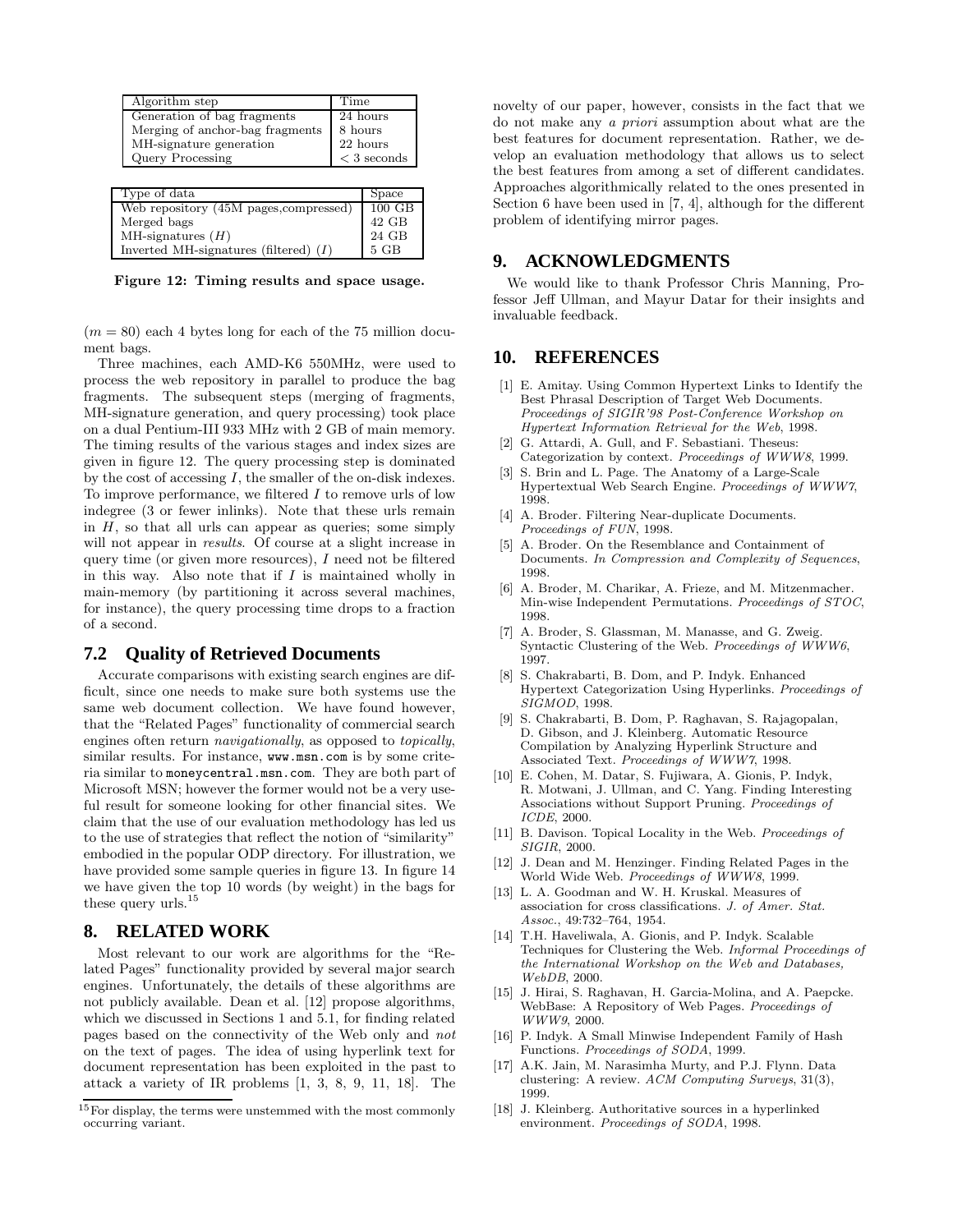| Algorithm step | Time |
| --- | --- |
| Generation of bag fragments | 24 hours |
| Merging of anchor-bag fragments | 8 hours |
| MH-signature generation | 22 hours |
| Query Processing | $<3$ seconds |

| Type of data | Space |
| --- | --- |
| Web repository (45M pages,compressed) | 100 GB |
| Merged bags | 42 GB |
| MH-signatures ($H$) | 24 GB |
| Inverted MH-signatures (filtered) ($I$) | 5 GB |

**Figure 12: Timing results and space usage.**

($m = 80$) each 4 bytes long for each of the 75 million document bags.

Three machines, each AMD-K6 550MHz, were used to process the web repository in parallel to produce the bag fragments. The subsequent steps (merging of fragments, MH-signature generation, and query processing) took place on a dual Pentium-III 933 MHz with 2 GB of main memory. The timing results of the various stages and index sizes are given in figure 12. The query processing step is dominated by the cost of accessing $I$, the smaller of the on-disk indexes. To improve performance, we filtered $I$ to remove urls of low indegree (3 or fewer inlinks). Note that these urls remain in $H$, so that all urls can appear as queries; some simply will not appear in *results*. Of course at a slight increase in query time (or given more resources), $I$ need not be filtered in this way. Also note that if $I$ is maintained wholly in main-memory (by partitioning it across several machines, for instance), the query processing time drops to a fraction of a second.

### 7.2 Quality of Retrieved Documents

Accurate comparisons with existing search engines are difficult, since one needs to make sure both systems use the same web document collection. We have found however, that the "Related Pages" functionality of commercial search engines often return *navigationally*, as opposed to *topically*, similar results. For instance, `www.msn.com` is by some criteria similar to `moneycentral.msn.com`. They are both part of Microsoft MSN; however the former would not be a very useful result for someone looking for other financial sites. We claim that the use of our evaluation methodology has led us to the use of strategies that reflect the notion of "similarity" embodied in the popular ODP directory. For illustration, we have provided some sample queries in figure 13. In figure 14 we have given the top 10 words (by weight) in the bags for these query urls.[15]

## 8. RELATED WORK

Most relevant to our work are algorithms for the "Related Pages" functionality provided by several major search engines. Unfortunately, the details of these algorithms are not publicly available. Dean et al. [12] propose algorithms, which we discussed in Sections 1 and 5.1, for finding related pages based on the connectivity of the Web only and *not* on the text of pages. The idea of using hyperlink text for document representation has been exploited in the past to attack a variety of IR problems [1, 3, 8, 9, 11, 18]. The novelty of our paper, however, consists in the fact that we do not make any *a priori* assumption about what are the best features for document representation. Rather, we develop an evaluation methodology that allows us to select the best features from among a set of different candidates. Approaches algorithmically related to the ones presented in Section 6 have been used in [7, 4], although for the different problem of identifying mirror pages.

[15] For display, the terms were unstemmed with the most commonly occurring variant.

## 9. ACKNOWLEDGMENTS

We would like to thank Professor Chris Manning, Professor Jeff Ullman, and Mayur Datar for their insights and invaluable feedback.

## 10. REFERENCES

[1] E. Amitay. Using Common Hypertext Links to Identify the Best Phrasal Description of Target Web Documents. *Proceedings of SIGIR'98 Post-Conference Workshop on Hypertext Information Retrieval for the Web*, 1998.

[2] G. Attardi, A. Gull, and F. Sebastiani. Theseus: Categorization by context. *Proceedings of WWW8*, 1999.

[3] S. Brin and L. Page. The Anatomy of a Large-Scale Hypertextual Web Search Engine. *Proceedings of WWW7*, 1998.

[4] A. Broder. Filtering Near-duplicate Documents. *Proceedings of FUN*, 1998.

[5] A. Broder. On the Resemblance and Containment of Documents. *In Compression and Complexity of Sequences*, 1998.

[6] A. Broder, M. Charikar, A. Frieze, and M. Mitzenmacher. Min-wise Independent Permutations. *Proceedings of STOC*, 1998.

[7] A. Broder, S. Glassman, M. Manasse, and G. Zweig. Syntactic Clustering of the Web. *Proceedings of WWW6*, 1997.

[8] S. Chakrabarti, B. Dom, and P. Indyk. Enhanced Hypertext Categorization Using Hyperlinks. *Proceedings of SIGMOD*, 1998.

[9] S. Chakrabarti, B. Dom, P. Raghavan, S. Rajagopalan, D. Gibson, and J. Kleinberg. Automatic Resource Compilation by Analyzing Hyperlink Structure and Associated Text. *Proceedings of WWW7*, 1998.

[10] E. Cohen, M. Datar, S. Fujiwara, A. Gionis, P. Indyk, R. Motwani, J. Ullman, and C. Yang. Finding Interesting Associations without Support Pruning. *Proceedings of ICDE*, 2000.

[11] B. Davison. Topical Locality in the Web. *Proceedings of SIGIR*, 2000.

[12] J. Dean and M. Henzinger. Finding Related Pages in the World Wide Web. *Proceedings of WWW8*, 1999.

[13] L. A. Goodman and W. H. Kruskal. Measures of association for cross classifications. *J. of Amer. Stat. Assoc.*, 49:732–764, 1954.

[14] T.H. Haveliwala, A. Gionis, and P. Indyk. Scalable Techniques for Clustering the Web. *Informal Proceedings of the International Workshop on the Web and Databases, WebDB*, 2000.

[15] J. Hirai, S. Raghavan, H. Garcia-Molina, and A. Paepcke. WebBase: A Repository of Web Pages. *Proceedings of WWW9*, 2000.

[16] P. Indyk. A Small Minwise Independent Family of Hash Functions. *Proceedings of SODA*, 1999.

[17] A.K. Jain, M. Narasimha Murty, and P.J. Flynn. Data clustering: A review. *ACM Computing Surveys*, 31(3), 1999.

[18] J. Kleinberg. Authoritative sources in a hyperlinked environment. *Proceedings of SODA*, 1998.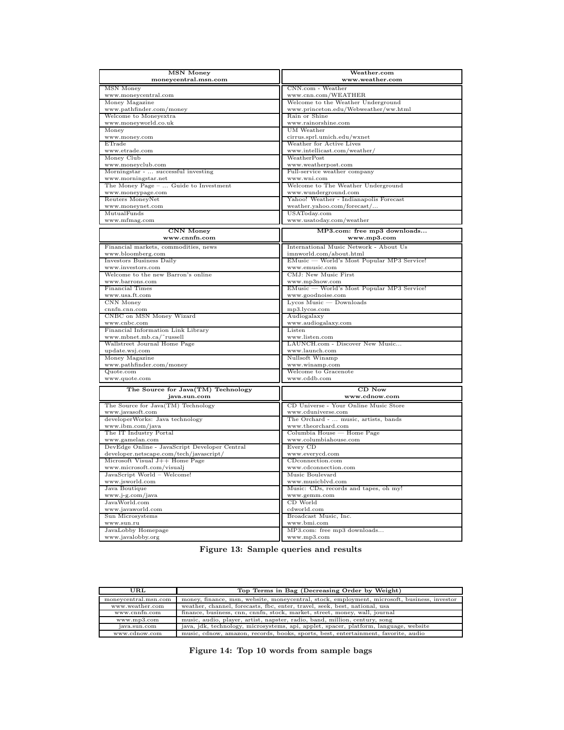| MSN Money<br>moneycentral.msn.com | Weather.com<br>www.weather.com |
|---|---|
| MSN Money<br>www.moneycentral.com | CNN.com - Weather<br>www.cnn.com/WEATHER |
| Money Magazine<br>www.pathfinder.com/money | Welcome to the Weather Underground<br>www.princeton.edu/Webweather/ww.html |
| Welcome to Moneyextra<br>www.moneyworld.co.uk | Rain or Shine<br>www.rainorshine.com |
| Money<br>www.money.com | UM Weather<br>cirrus.sprl.umich.edu/wxnet |
| ETrade<br>www.etrade.com | Weather for Active Lives<br>www.intellicast.com/weather/ |
| Money Club<br>www.moneyclub.com | WeatherPost<br>www.weatherpost.com |
| Morningstar - ... successful investing<br>www.morningstar.net | Full-service weather company<br>www.wni.com |
| The Money Page – ... Guide to Investment<br>www.moneypage.com | Welcome to The Weather Underground<br>www.wunderground.com |
| Reuters MoneyNet<br>www.moneynet.com | Yahoo! Weather - Indianapolis Forecast<br>weather.yahoo.com/forecast/... |
| MutualFunds<br>www.mfmag.com | USAToday.com<br>www.usatoday.com/weather |

| CNN Money<br>www.cnnfn.com | MP3.com: free mp3 downloads...<br>www.mp3.com |
|---|---|
| Financial markets, commodities, news<br>www.bloomberg.com | International Music Network - About Us<br>imnworld.com/about.html |
| Investors Business Daily<br>www.investors.com | EMusic — World's Most Popular MP3 Service!<br>www.emusic.com |
| Welcome to the new Barron's online<br>www.barrons.com | CMJ: New Music First<br>www.mp3now.com |
| Financial Times<br>www.usa.ft.com | EMusic — World's Most Popular MP3 Service!<br>www.goodnoise.com |
| CNN Money<br>cnnfn.cnn.com | Lycos Music — Downloads<br>mp3.lycos.com |
| CNBC on MSN Money Wizard<br>www.cnbc.com | Audiogalaxy<br>www.audiogalaxy.com |
| Financial Information Link Library<br>www.mbnet.mb.ca/~russell | Listen<br>www.listen.com |
| Wallstreet Journal Home Page<br>update.wsj.com | LAUNCH.com - Discover New Music...<br>www.launch.com |
| Money Magazine<br>www.pathfinder.com/money | Nullsoft Winamp<br>www.winamp.com |
| Quote.com<br>www.quote.com | Welcome to Gracenote<br>www.cddb.com |

| The Source for Java(TM) Technology<br>java.sun.com | CD Now<br>www.cdnow.com |
|---|---|
| The Source for Java(TM) Technology<br>www.javasoft.com | CD Universe - Your Online Music Store<br>www.cduniverse.com |
| developerWorks: Java technology<br>www.ibm.com/java | The Orchard - ... music, artists, bands<br>www.theorchard.com |
| The IT Industry Portal<br>www.gamelan.com | Columbia House — Home Page<br>www.columbiahouse.com |
| DevEdge Online - JavaScript Developer Central<br>developer.netscape.com/tech/javascript/ | Every CD<br>www.everycd.com |
| Microsoft Visual J++ Home Page<br>www.microsoft.com/visualj | CDconnection.com<br>www.cdconnection.com |
| JavaScript World – Welcome!<br>www.jsworld.com | Music Boulevard<br>www.musicblvd.com |
| Java Boutique<br>www.j-g.com/java | Music: CDs, records and tapes, oh my!<br>www.gemm.com |
| JavaWorld.com<br>www.javaworld.com | CD World<br>cdworld.com |
| Sun Microsystems<br>www.sun.ru | Broadcast Music, Inc.<br>www.bmi.com |
| JavaLobby Homepage<br>www.javalobby.org | MP3.com: free mp3 downloads...<br>www.mp3.com |

**Figure 13: Sample queries and results**

| URL | Top Terms in Bag (Decreasing Order by Weight) |
|---|---|
| moneycentral.msn.com | money, finance, msn, website, moneycentral, stock, employment, microsoft, business, investor |
| www.weather.com | weather, channel, forecasts, fbc, enter, travel, seek, best, national, usa |
| www.cnnfn.com | finance, business, cnn, cnnfn, stock, market, street, money, wall, journal |
| www.mp3.com | music, audio, player, artist, napster, radio, band, million, century, song |
| java.sun.com | java, jdk, technology, microsystems, api, applet, spacer, platform, language, website |
| www.cdnow.com | music, cdnow, amazon, records, books, sports, best, entertainment, favorite, audio |

**Figure 14: Top 10 words from sample bags**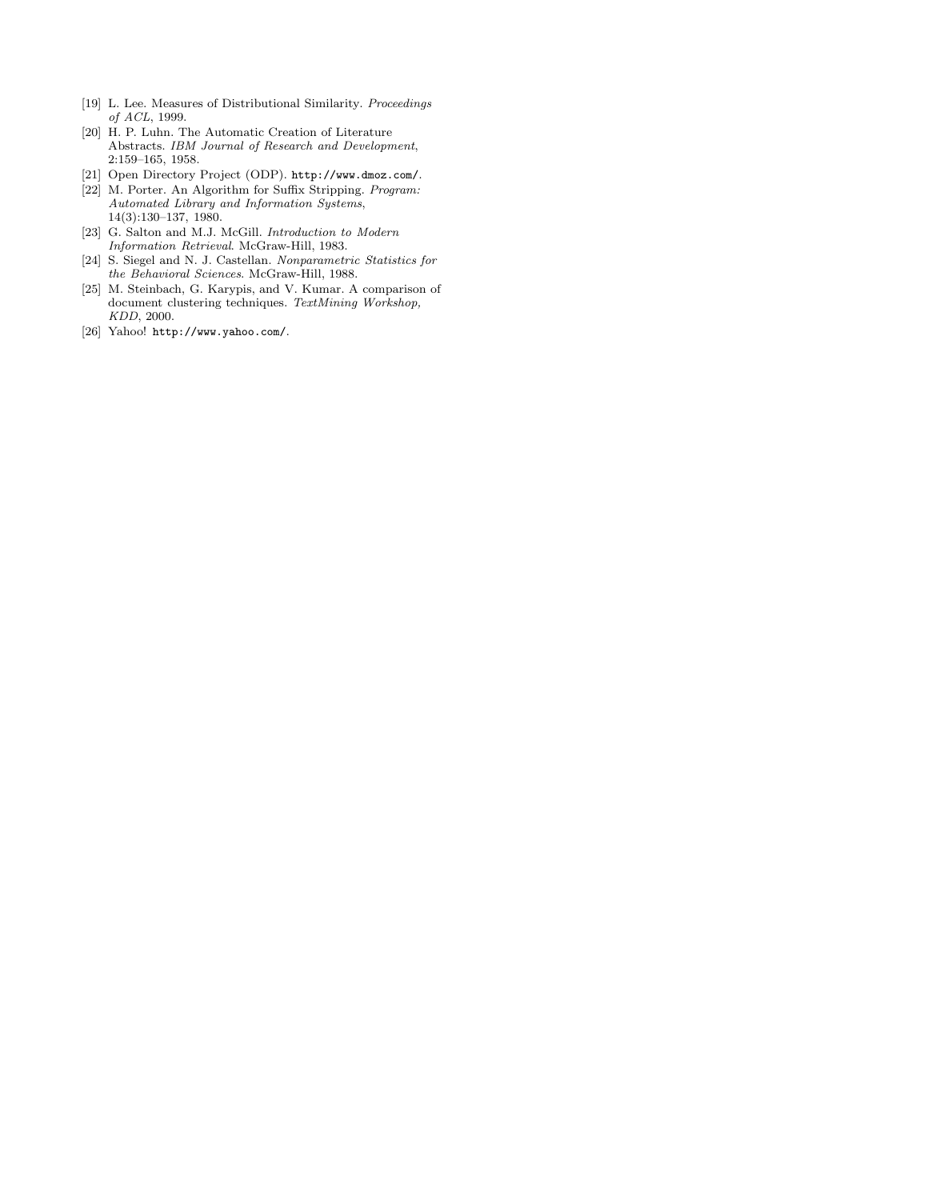[19] L. Lee. Measures of Distributional Similarity. *Proceedings of ACL*, 1999.

[20] H. P. Luhn. The Automatic Creation of Literature Abstracts. *IBM Journal of Research and Development*, 2:159–165, 1958.

[21] Open Directory Project (ODP). `http://www.dmoz.com/`.

[22] M. Porter. An Algorithm for Suffix Stripping. *Program: Automated Library and Information Systems*, 14(3):130–137, 1980.

[23] G. Salton and M.J. McGill. *Introduction to Modern Information Retrieval*. McGraw-Hill, 1983.

[24] S. Siegel and N. J. Castellan. *Nonparametric Statistics for the Behavioral Sciences*. McGraw-Hill, 1988.

[25] M. Steinbach, G. Karypis, and V. Kumar. A comparison of document clustering techniques. *TextMining Workshop, KDD*, 2000.

[26] Yahoo! `http://www.yahoo.com/`.